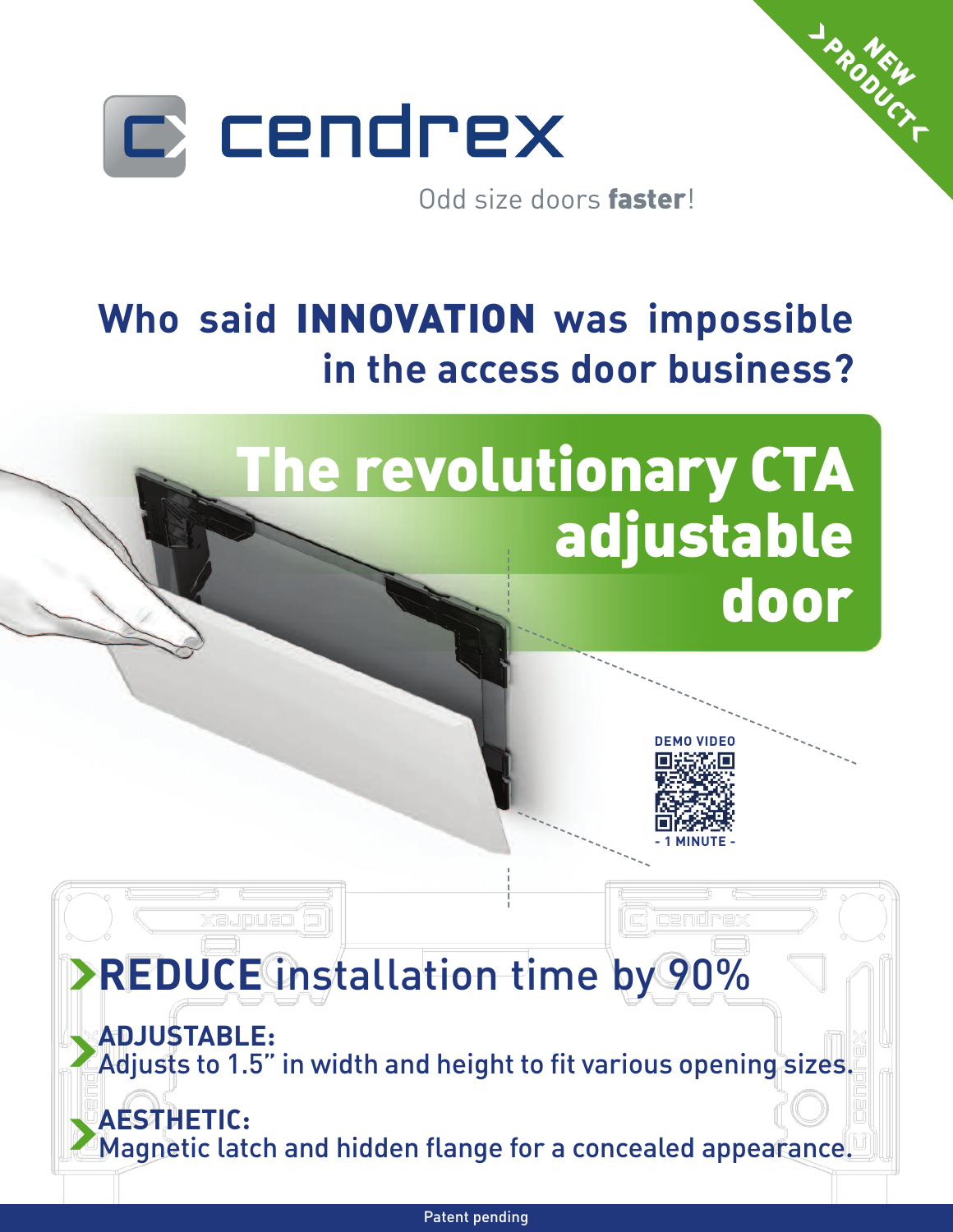NEW PRODUCT

cendrex

Odd size doors **faster**!

## Who said **INNOVATION** was impossible in the access door business?

# The revolutionary CTA adjustable door

DEMO VIDEO
- 1 MINUTE -

## **REDUCE** installation time by 90%

**ADJUSTABLE:**
Adjusts to 1.5" in width and height to fit various opening sizes.

**AESTHETIC:**
Magnetic latch and hidden flange for a concealed appearance.

Patent pending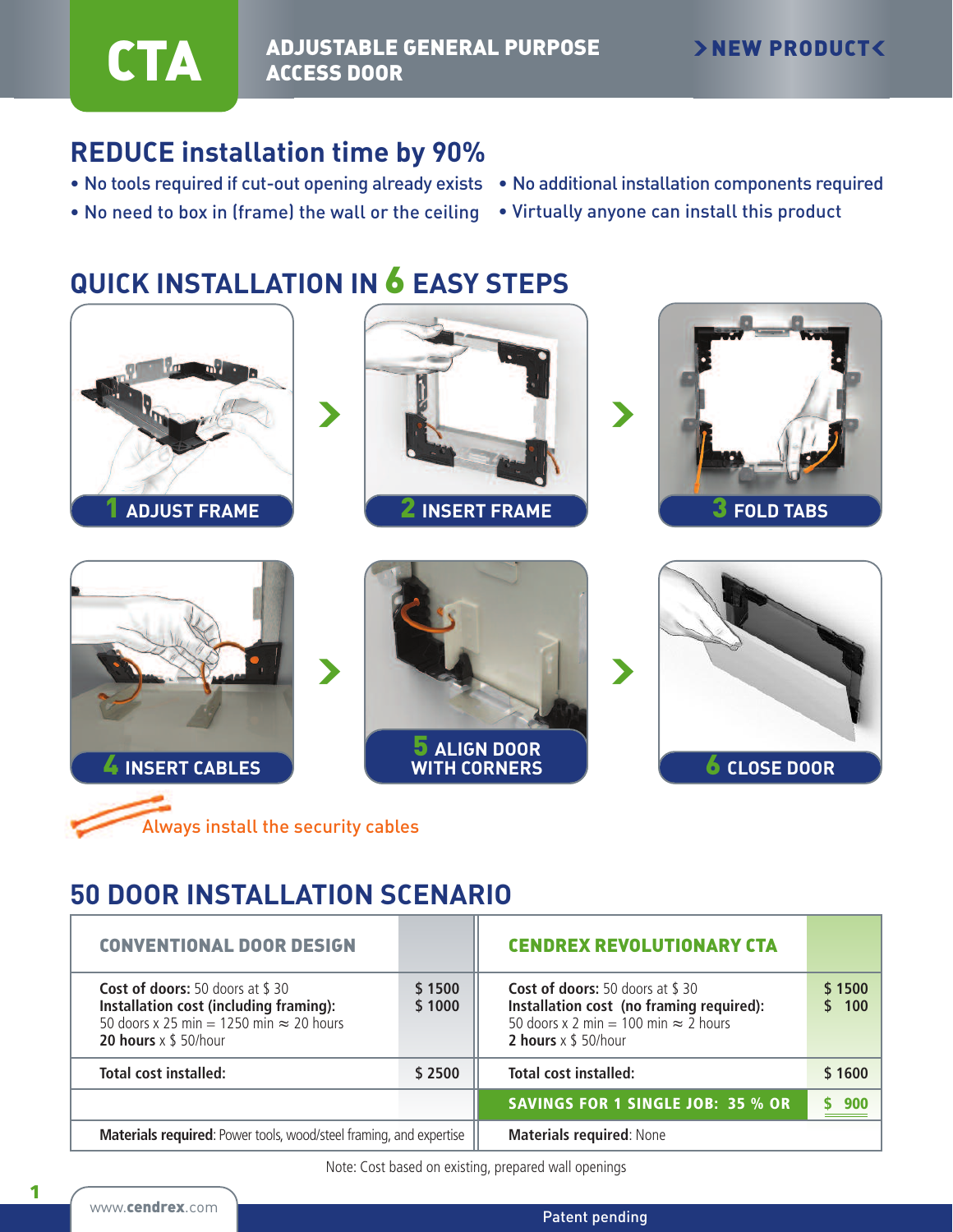# CTA

## ADJUSTABLE GENERAL PURPOSE ACCESS DOOR

>NEW PRODUCT<

## REDUCE installation time by 90%

- No tools required if cut-out opening already exists
- No need to box in (frame) the wall or the ceiling
- No additional installation components required
- Virtually anyone can install this product

## QUICK INSTALLATION IN 6 EASY STEPS

1. ADJUST FRAME
2. INSERT FRAME
3. FOLD TABS
4. INSERT CABLES
5. ALIGN DOOR WITH CORNERS
6. CLOSE DOOR

Always install the security cables

## 50 DOOR INSTALLATION SCENARIO

| CONVENTIONAL DOOR DESIGN | | CENDREX REVOLUTIONARY CTA | |
|---|---|---|---|
| **Cost of doors:** 50 doors at $ 30<br>**Installation cost (including framing):**<br>50 doors x 25 min = 1250 min ≈ 20 hours<br>**20 hours** x $ 50/hour | $ 1500<br>$ 1000 | **Cost of doors:** 50 doors at $ 30<br>**Installation cost (no framing required):**<br>50 doors x 2 min = 100 min ≈ 2 hours<br>**2 hours** x $ 50/hour | $ 1500<br>$ 100 |
| **Total cost installed:** | $ 2500 | **Total cost installed:** | $ 1600 |
| | | **SAVINGS FOR 1 SINGLE JOB: 35 % OR** | **$ 900** |
| **Materials required**: Power tools, wood/steel framing, and expertise | | **Materials required**: None | |

Note: Cost based on existing, prepared wall openings

www.cendrex.com

Patent pending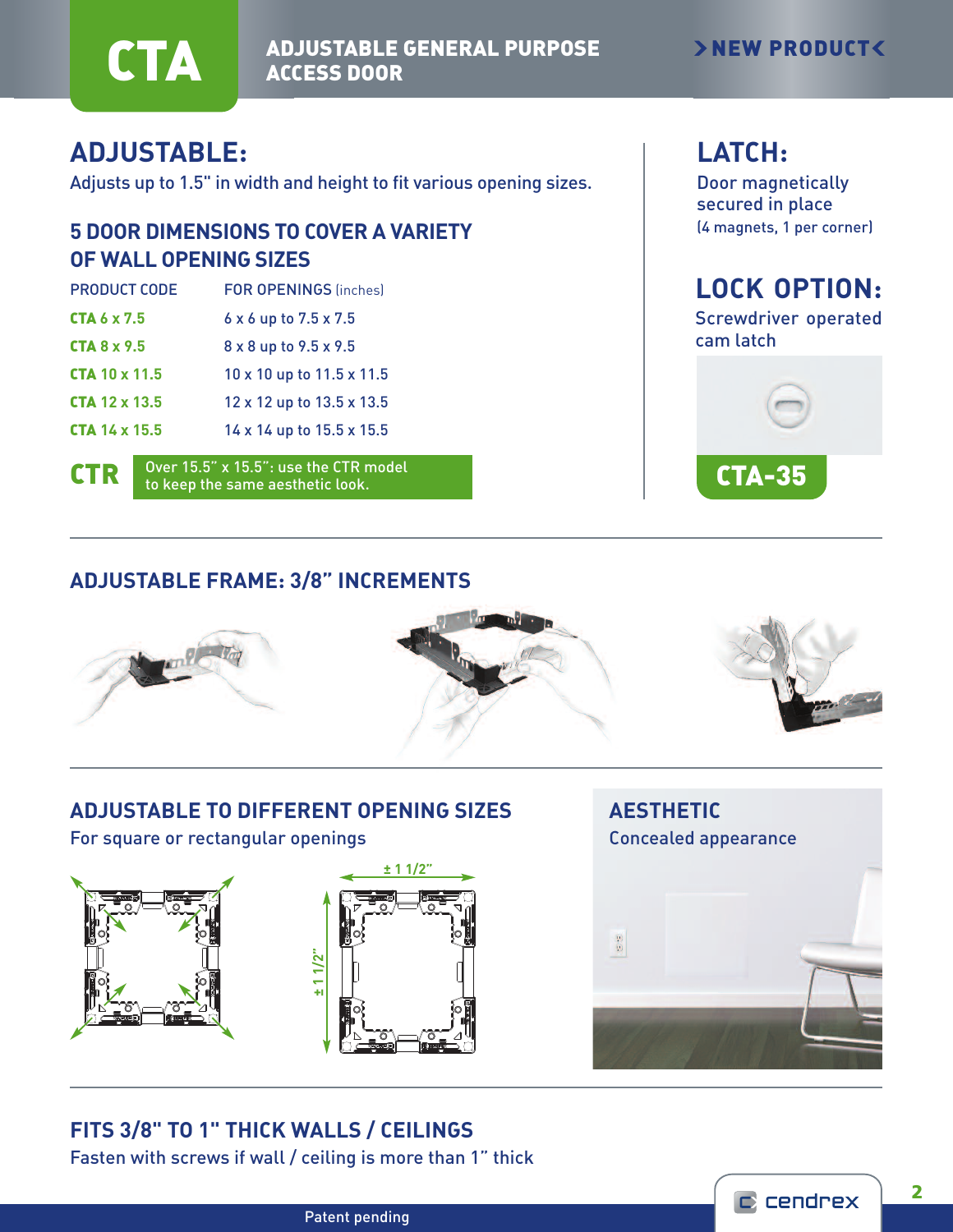# CTA ADJUSTABLE GENERAL PURPOSE ACCESS DOOR

>NEW PRODUCT<

## ADJUSTABLE:

Adjusts up to 1.5" in width and height to fit various opening sizes.

### 5 DOOR DIMENSIONS TO COVER A VARIETY OF WALL OPENING SIZES

| PRODUCT CODE | FOR OPENINGS (inches) |
|---|---|
| **CTA** 6 x 7.5 | 6 x 6 up to 7.5 x 7.5 |
| **CTA** 8 x 9.5 | 8 x 8 up to 9.5 x 9.5 |
| **CTA** 10 x 11.5 | 10 x 10 up to 11.5 x 11.5 |
| **CTA** 12 x 13.5 | 12 x 12 up to 13.5 x 13.5 |
| **CTA** 14 x 15.5 | 14 x 14 up to 15.5 x 15.5 |

**CTR** Over 15.5" x 15.5": use the CTR model to keep the same aesthetic look.

## LATCH:

Door magnetically secured in place
(4 magnets, 1 per corner)

## LOCK OPTION:

Screwdriver operated cam latch

**CTA-35**

### ADJUSTABLE FRAME: 3/8" INCREMENTS

### ADJUSTABLE TO DIFFERENT OPENING SIZES

For square or rectangular openings

± 1 1/2"

± 1 1/2"

### AESTHETIC

Concealed appearance

### FITS 3/8" TO 1" THICK WALLS / CEILINGS

Fasten with screws if wall / ceiling is more than 1" thick

Patent pending

cendrex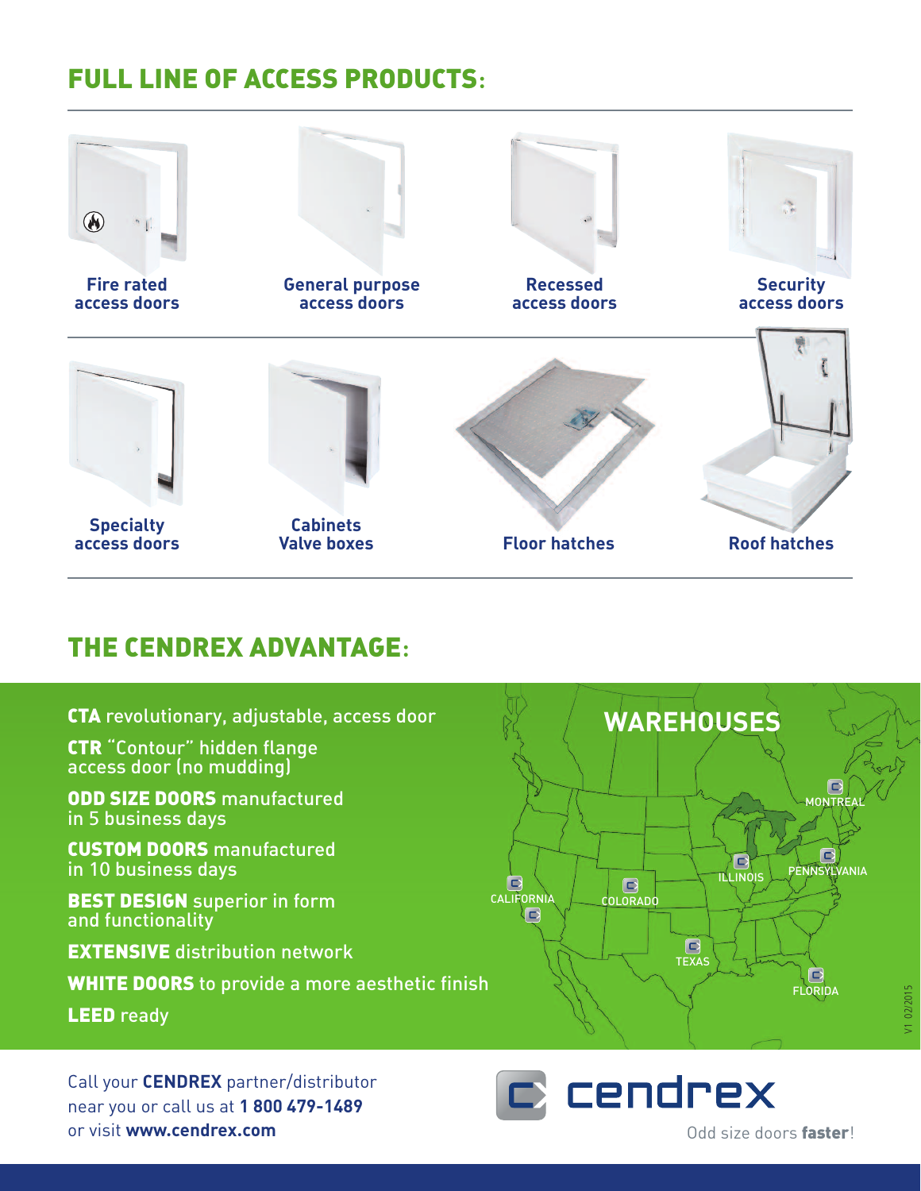## FULL LINE OF ACCESS PRODUCTS:

Fire rated access doors

General purpose access doors

Recessed access doors

Security access doors

Specialty access doors

Cabinets Valve boxes

Floor hatches

Roof hatches

## THE CENDREX ADVANTAGE:

**CTA** revolutionary, adjustable, access door

**CTR** "Contour" hidden flange access door (no mudding)

**ODD SIZE DOORS** manufactured in 5 business days

**CUSTOM DOORS** manufactured in 10 business days

**BEST DESIGN** superior in form and functionality

**EXTENSIVE** distribution network

**WHITE DOORS** to provide a more aesthetic finish

**LEED** ready

WAREHOUSES

MONTREAL

PENNSYLVANIA

ILLINOIS

CALIFORNIA

COLORADO

TEXAS

FLORIDA

Call your **CENDREX** partner/distributor near you or call us at **1 800 479-1489** or visit **www.cendrex.com**

cendrex

Odd size doors **faster**!

V1 02/2015